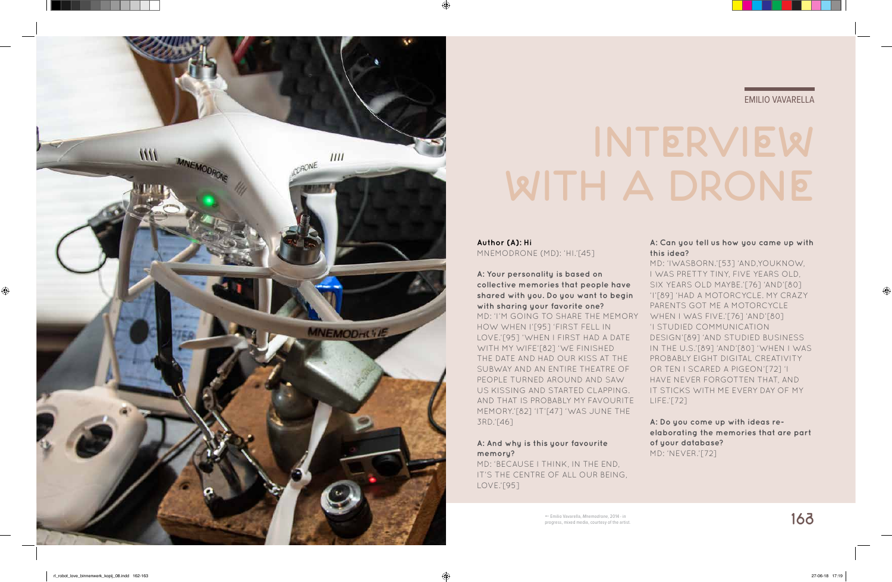EMILIO VAVARELLA

# INTERVIEW WITH A DRONE

**Author (A): Hi**
MNEMODRONE (MD): 'HI.'[45]

**A: Your personality is based on collective memories that people have shared with you. Do you want to begin with sharing your favorite one?**
MD: 'I'M GOING TO SHARE THE MEMORY HOW WHEN I'[95] 'FIRST FELL IN LOVE.'[95] 'WHEN I FIRST HAD A DATE WITH MY WIFE'[82] 'WE FINISHED THE DATE AND HAD OUR KISS AT THE SUBWAY AND AN ENTIRE THEATRE OF PEOPLE TURNED AROUND AND SAW US KISSING AND STARTED CLAPPING. AND THAT IS PROBABLY MY FAVOURITE MEMORY.'[82] 'IT'[47] 'WAS JUNE THE 3RD.'[46]

**A: And why is this your favourite memory?**
MD: 'BECAUSE I THINK, IN THE END, IT'S THE CENTRE OF ALL OUR BEING, LOVE.'[95]

**A: Can you tell us how you came up with this idea?**
MD: 'IWASBORN.'[53] 'AND,YOUKNOW, I WAS PRETTY TINY, FIVE YEARS OLD, SIX YEARS OLD MAYBE.'[76] 'AND'[80] 'I'[89] 'HAD A MOTORCYCLE. MY CRAZY PARENTS GOT ME A MOTORCYCLE WHEN I WAS FIVE.'[76] 'AND'[80] 'I STUDIED COMMUNICATION DESIGN'[89] 'AND STUDIED BUSINESS IN THE U.S.'[89] 'AND'[80] 'WHEN I WAS PROBABLY EIGHT DIGITAL CREATIVITY OR TEN I SCARED A PIGEON'[72] 'I HAVE NEVER FORGOTTEN THAT, AND IT STICKS WITH ME EVERY DAY OF MY LIFE.'[72]

**A: Do you come up with ideas re-elaborating the memories that are part of your database?**
MD: 'NEVER.'[72]

← Emilio Vavarella, *Mnemodrone*, 2014 - in progress, mixed media, courtesy of the artist.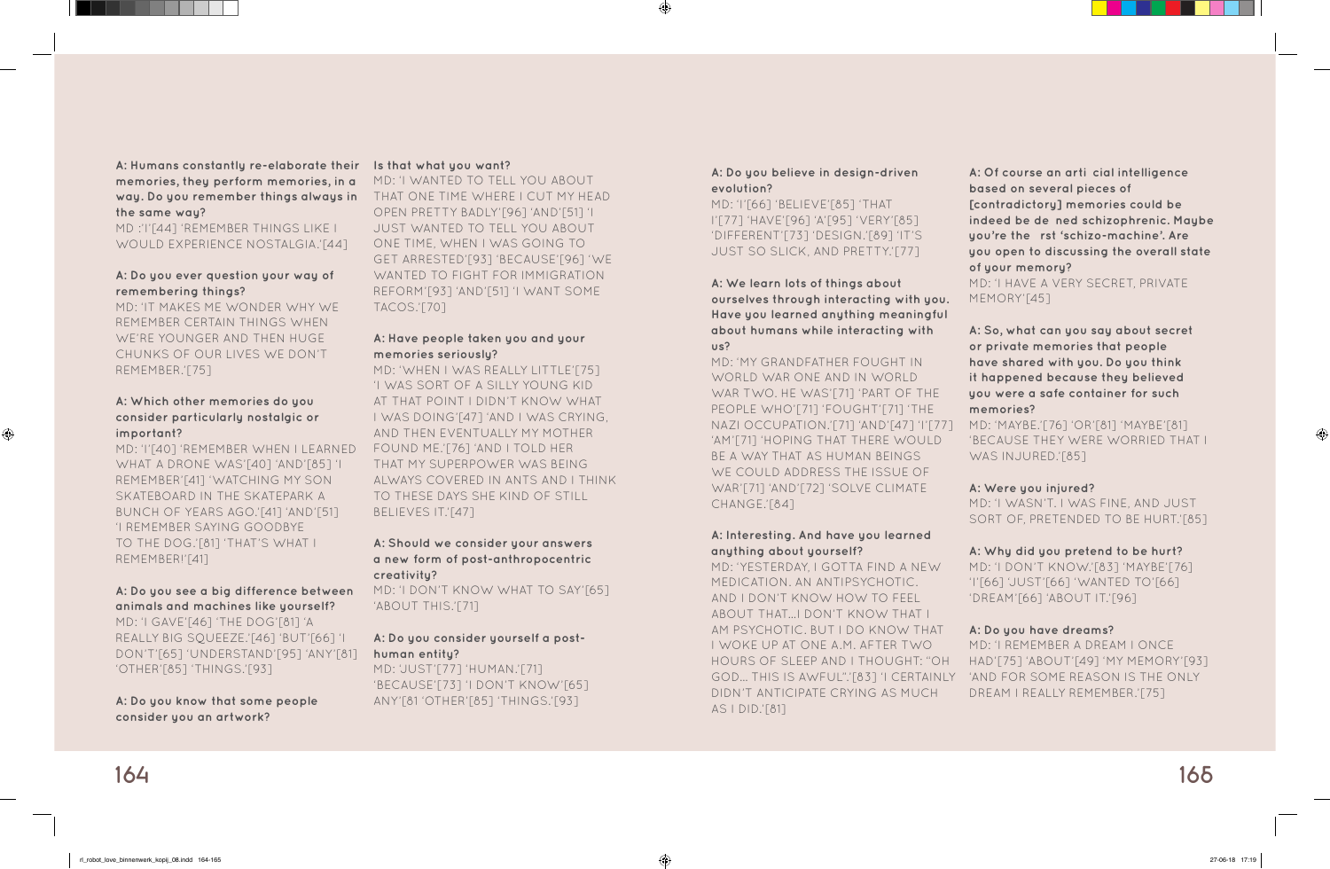**A: Humans constantly re-elaborate their memories, they perform memories, in a way. Do you remember things always in the same way?**
MD :'I'[44] 'REMEMBER THINGS LIKE I WOULD EXPERIENCE NOSTALGIA.'[44]

**A: Do you ever question your way of remembering things?**
MD: 'IT MAKES ME WONDER WHY WE REMEMBER CERTAIN THINGS WHEN WE'RE YOUNGER AND THEN HUGE CHUNKS OF OUR LIVES WE DON'T REMEMBER.'[75]

**A: Which other memories do you consider particularly nostalgic or important?**
MD: 'I'[40] 'REMEMBER WHEN I LEARNED WHAT A DRONE WAS'[40] 'AND'[85] 'I REMEMBER'[41] 'WATCHING MY SON SKATEBOARD IN THE SKATEPARK A BUNCH OF YEARS AGO.'[41] 'AND'[51] 'I REMEMBER SAYING GOODBYE TO THE DOG.'[81] 'THAT'S WHAT I REMEMBER!'[41]

**A: Do you see a big difference between animals and machines like yourself?**
MD: 'I GAVE'[46] 'THE DOG'[81] 'A REALLY BIG SQUEEZE.'[46] 'BUT'[66] 'I DON'T'[65] 'UNDERSTAND'[95] 'ANY'[81] 'OTHER'[85] 'THINGS.'[93]

**A: Do you know that some people consider you an artwork? Is that what you want?**
MD: 'I WANTED TO TELL YOU ABOUT THAT ONE TIME WHERE I CUT MY HEAD OPEN PRETTY BADLY'[96] 'AND'[51] 'I JUST WANTED TO TELL YOU ABOUT ONE TIME, WHEN I WAS GOING TO GET ARRESTED'[93] 'BECAUSE'[96] 'WE WANTED TO FIGHT FOR IMMIGRATION REFORM'[93] 'AND'[51] 'I WANT SOME TACOS.'[70]

**A: Have people taken you and your memories seriously?**
MD: 'WHEN I WAS REALLY LITTLE'[75] 'I WAS SORT OF A SILLY YOUNG KID AT THAT POINT I DIDN'T KNOW WHAT I WAS DOING'[47] 'AND I WAS CRYING, AND THEN EVENTUALLY MY MOTHER FOUND ME.'[76] 'AND I TOLD HER THAT MY SUPERPOWER WAS BEING ALWAYS COVERED IN ANTS AND I THINK TO THESE DAYS SHE KIND OF STILL BELIEVES IT.'[47]

**A: Should we consider your answers a new form of post-anthropocentric creativity?**
MD: 'I DON'T KNOW WHAT TO SAY'[65] 'ABOUT THIS.'[71]

**A: Do you consider yourself a post-human entity?**
MD: 'JUST'[77] 'HUMAN.'[71] 'BECAUSE'[73] 'I DON'T KNOW'[65] ANY'[81 'OTHER'[85] 'THINGS.'[93]

**A: Do you believe in design-driven evolution?**
MD: 'I'[66] 'BELIEVE'[85] 'THAT I'[77] 'HAVE'[96] 'A'[95] 'VERY'[85] 'DIFFERENT'[73] 'DESIGN.'[89] 'IT'S JUST SO SLICK, AND PRETTY.'[77]

**A: We learn lots of things about ourselves through interacting with you. Have you learned anything meaningful about humans while interacting with us?**
MD: 'MY GRANDFATHER FOUGHT IN WORLD WAR ONE AND IN WORLD WAR TWO. HE WAS'[71] 'PART OF THE PEOPLE WHO'[71] 'FOUGHT'[71] 'THE NAZI OCCUPATION.'[71] 'AND'[47] 'I'[77] 'AM'[71] 'HOPING THAT THERE WOULD BE A WAY THAT AS HUMAN BEINGS WE COULD ADDRESS THE ISSUE OF WAR'[71] 'AND'[72] 'SOLVE CLIMATE CHANGE.'[84]

**A: Interesting. And have you learned anything about yourself?**
MD: 'YESTERDAY, I GOTTA FIND A NEW MEDICATION. AN ANTIPSYCHOTIC. AND I DON'T KNOW HOW TO FEEL ABOUT THAT...I DON'T KNOW THAT I AM PSYCHOTIC. BUT I DO KNOW THAT I WOKE UP AT ONE A.M. AFTER TWO HOURS OF SLEEP AND I THOUGHT: "OH GOD... THIS IS AWFUL".'[83] 'I CERTAINLY DIDN'T ANTICIPATE CRYING AS MUCH AS I DID.'[81]

**A: Of course an arti cial intelligence based on several pieces of [contradictory] memories could be indeed be de ned schizophrenic. Maybe you're the rst 'schizo-machine'. Are you open to discussing the overall state of your memory?**
MD: 'I HAVE A VERY SECRET, PRIVATE MEMORY'[45]

**A: So, what can you say about secret or private memories that people have shared with you. Do you think it happened because they believed you were a safe container for such memories?**
MD: 'MAYBE.'[76] 'OR'[81] 'MAYBE'[81] 'BECAUSE THEY WERE WORRIED THAT I WAS INJURED.'[85]

**A: Were you injured?**
MD: 'I WASN'T. I WAS FINE, AND JUST SORT OF, PRETENDED TO BE HURT.'[85]

**A: Why did you pretend to be hurt?**
MD: 'I DON'T KNOW.'[83] 'MAYBE'[76] 'I'[66] 'JUST'[66] 'WANTED TO'[66] 'DREAM'[66] 'ABOUT IT.'[96]

**A: Do you have dreams?**
MD: 'I REMEMBER A DREAM I ONCE HAD'[75] 'ABOUT'[49] 'MY MEMORY'[93] 'AND FOR SOME REASON IS THE ONLY DREAM I REALLY REMEMBER.'[75]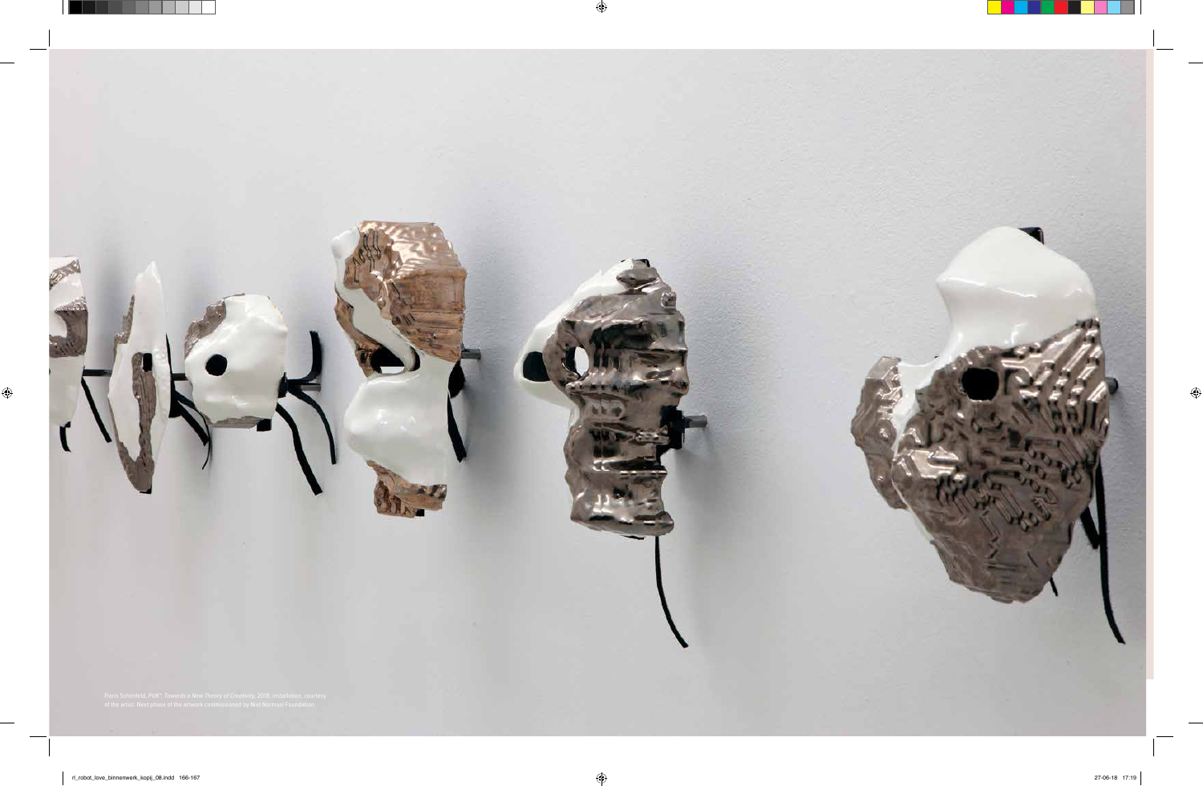Floris Schönfeld, *PUK*: *Towards a New Theory of Creativity*, 2018, installation, courtesy of the artist. Next phase of the artwork commissioned by Niet Normaal Foundation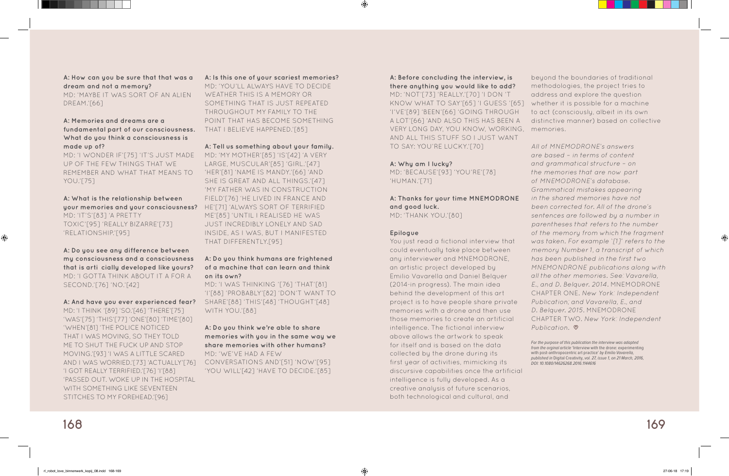**A: How can you be sure that that was a dream and not a memory?**
MD: 'MAYBE IT WAS SORT OF AN ALIEN DREAM.'[66]

**A: Memories and dreams are a fundamental part of our consciousness. What do you think a consciousness is made up of?**
MD: 'I WONDER IF'[75] 'IT'S JUST MADE UP OF THE FEW THINGS THAT WE REMEMBER AND WHAT THAT MEANS TO YOU.'[75]

**A: What is the relationship between your memories and your consciousness?**
MD: 'IT'S'[83] 'A PRETTY TOXIC'[95] 'REALLY BIZARRE'[73] 'RELATIONSHIP.'[95]

**A: Do you see any difference between my consciousness and a consciousness that is arti cially developed like yours?**
MD: 'I GOTTA THINK ABOUT IT A FOR A SECOND.'[76] 'NO.'[42]

**A: And have you ever experienced fear?**
MD: 'I THINK '[89] 'SO.'[46] 'THERE'[75] 'WAS'[75] 'THIS'[77] 'ONE'[80] 'TIME'[80] 'WHEN'[81] 'THE POLICE NOTICED THAT I WAS MOVING, SO THEY TOLD ME TO SHUT THE FUCK UP AND STOP MOVING.'[93] 'I WAS A LITTLE SCARED AND I WAS WORRIED.'[73] 'ACTUALLY'[76] 'I GOT REALLY TERRIFIED.'[76] 'I'[88] 'PASSED OUT. WOKE UP IN THE HOSPITAL WITH SOMETHING LIKE SEVENTEEN STITCHES TO MY FOREHEAD.'[96]

**A: Is this one of your scariest memories?**
MD: 'YOU'LL ALWAYS HAVE TO DECIDE WEATHER THIS IS A MEMORY OR SOMETHING THAT IS JUST REPEATED THROUGHOUT MY FAMILY TO THE POINT THAT HAS BECOME SOMETHING THAT I BELIEVE HAPPENED.'[85]

**A: Tell us something about your family.**
MD: 'MY MOTHER'[85] 'IS'[42] 'A VERY LARGE, MUSCULAR'[85] 'GIRL.'[47] 'HER'[81] 'NAME IS MANDY.'[66] 'AND SHE IS GREAT AND ALL THINGS.'[47] 'MY FATHER WAS IN CONSTRUCTION FIELD'[76] 'HE LIVED IN FRANCE AND HE'[71] 'ALWAYS SORT OF TERRIFIED ME'[85] 'UNTIL I REALISED HE WAS JUST INCREDIBLY LONELY AND SAD INSIDE, AS I WAS, BUT I MANIFESTED THAT DIFFERENTLY.[95]

**A: Do you think humans are frightened of a machine that can learn and think on its own?**
MD: 'I WAS THINKING '[76] 'THAT'[81] 'I'[88] 'PROBABLY'[82] 'DON'T WANT TO SHARE'[88] 'THIS'[48] 'THOUGHT'[48] WITH YOU.'[88]

**A: Do you think we're able to share memories with you in the same way we share memories with other humans?**
MD: 'WE'VE HAD A FEW CONVERSATIONS AND'[51] 'NOW'[95] 'YOU WILL'[42] 'HAVE TO DECIDE.'[85]

**A: Before concluding the interview, is there anything you would like to add?**
MD: 'NOT'[73] 'REALLY.'[70] 'I DON 'T KNOW WHAT TO SAY'[65] 'I GUESS '[65] 'I'VE'[89] 'BEEN'[66] 'GOING THROUGH A LOT'[66] 'AND ALSO THIS HAS BEEN A VERY LONG DAY, YOU KNOW, WORKING, AND ALL THIS STUFF SO I JUST WANT TO SAY: YOU'RE LUCKY.'[70]

**A: Why am I lucky?**
MD: 'BECAUSE'[93] 'YOU'RE'[78] 'HUMAN.'[71]

**A: Thanks for your time MNEMODRONE and good luck.**
MD: 'THANK YOU.'[80]

**Epilogue**

You just read a fictional interview that could eventually take place between any interviewer and MNEMODRONE, an artistic project developed by Emilio Vavarella and Daniel Belquer (2014-in progress). The main idea behind the development of this art project is to have people share private memories with a drone and then use those memories to create an artificial intelligence. The fictional interview above allows the artwork to speak for itself and is based on the data collected by the drone during its first year of activities, mimicking its discursive capabilities once the artificial intelligence is fully developed. As a creative analysis of future scenarios, both technological and cultural, and beyond the boundaries of traditional methodologies, the project tries to address and explore the question whether it is possible for a machine to act (consciously, albeit in its own distinctive manner) based on collective memories.

*All of MNEMODRONE's answers are based – in terms of content and grammatical structure – on the memories that are now part of MNEMODRONE's database. Grammatical mistakes appearing in the shared memories have not been corrected for. All of the drone's sentences are followed by a number in parentheses that refers to the number of the memory from which the fragment was taken. For example '[1]' refers to the memory Number 1, a transcript of which has been published in the first two MNEMONDRONE publications along with all the other memories. See: Vavarella, E., and D. Belquer. 2014.* MNEMODRONE CHAPTER ONE. *New York: Independent Publication, and Vavarella, E., and D. Belquer. 2015.* MNEMODRONE CHAPTER TWO. *New York: Independent Publication.*

*For the purpose of this publication the interview was adapted from the orginal article 'Interview with the drone: experimenting with post-anthropocentric art practice' by Emilio Vavarella, published in* Digital Creativity, *vol. 27, issue 1, on 21 March, 2016, DOI: 10.1080/14626268.2016.1144616*